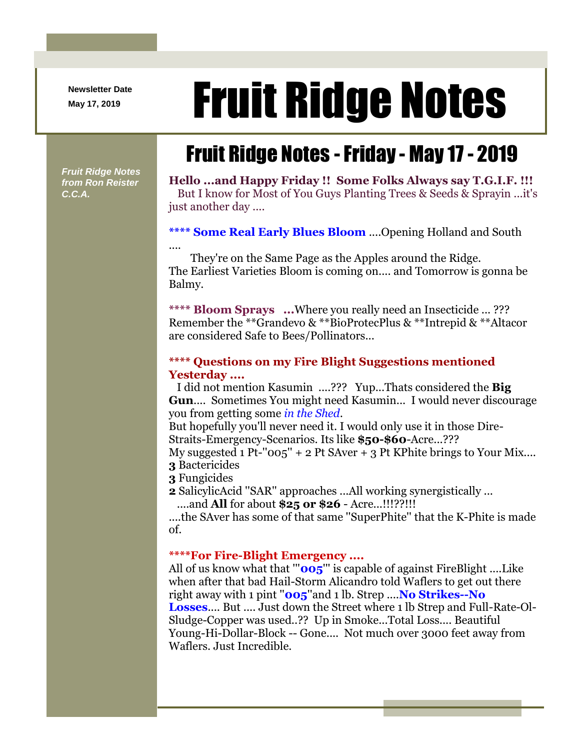Newsletter Date
May 17, 2019

# Fruit Ridge Notes

*Fruit Ridge Notes from Ron Reister C.C.A.*

## Fruit Ridge Notes - Friday - May 17 - 2019

**Hello ...and Happy Friday !! Some Folks Always say T.G.I.F. !!!** But I know for Most of You Guys Planting Trees & Seeds & Sprayin ...it's just another day ....

**\*\*\*\* Some Real Early Blues Bloom** ....Opening Holland and South ....

They're on the Same Page as the Apples around the Ridge. The Earliest Varieties Bloom is coming on.... and Tomorrow is gonna be Balmy.

**\*\*\*\* Bloom Sprays ...**Where you really need an Insecticide ... ??? Remember the \*\*Grandevo & \*\*BioProtecPlus & \*\*Intrepid & \*\*Altacor are considered Safe to Bees/Pollinators...

**\*\*\*\* Questions on my Fire Blight Suggestions mentioned Yesterday ....**

I did not mention Kasumin ....??? Yup...Thats considered the **Big Gun**.... Sometimes You might need Kasumin... I would never discourage you from getting some *in the Shed*.

But hopefully you'll never need it. I would only use it in those Dire-Straits-Emergency-Scenarios. Its like **$50-$60**-Acre...???

My suggested 1 Pt-"005" + 2 Pt SAver + 3 Pt KPhite brings to Your Mix....

**3** Bactericides

**3** Fungicides

**2** SalicylicAcid "SAR" approaches ...All working synergistically ...

....and **All** for about **$25 or $26** - Acre...!!!??!!!

....the SAver has some of that same "SuperPhite" that the K-Phite is made of.

**\*\*\*\*For Fire-Blight Emergency ....**

All of us know what that '"**005**"' is capable of against FireBlight ....Like when after that bad Hail-Storm Alicandro told Waflers to get out there right away with 1 pint "**005**"and 1 lb. Strep ....**No Strikes--No Losses**.... But .... Just down the Street where 1 lb Strep and Full-Rate-Ol-Sludge-Copper was used..?? Up in Smoke...Total Loss.... Beautiful Young-Hi-Dollar-Block -- Gone.... Not much over 3000 feet away from Waflers. Just Incredible.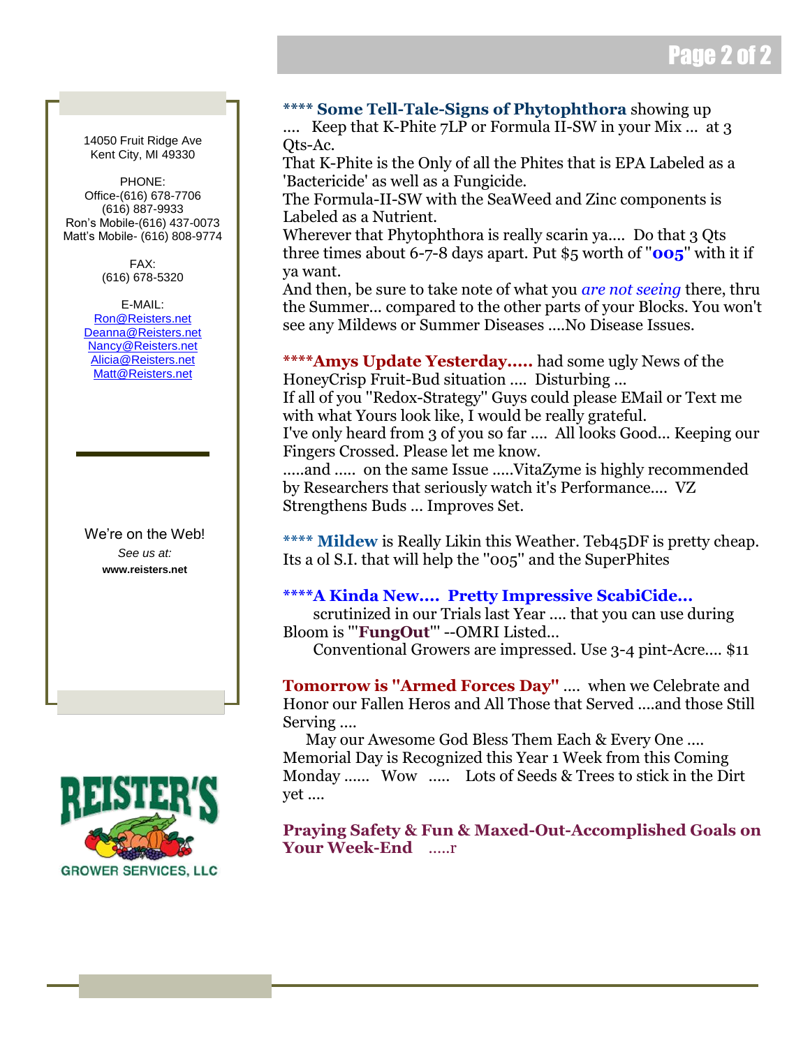14050 Fruit Ridge Ave
Kent City, MI 49330

PHONE:
Office-(616) 678-7706
(616) 887-9933
Ron's Mobile-(616) 437-0073
Matt's Mobile- (616) 808-9774

FAX:
(616) 678-5320

E-MAIL:
Ron@Reisters.net
Deanna@Reisters.net
Nancy@Reisters.net
Alicia@Reisters.net
Matt@Reisters.net

We're on the Web!
*See us at:*
**www.reisters.net**

REISTER'S GROWER SERVICES, LLC

**\*\*\*\* Some Tell-Tale-Signs of Phytophthora** showing up .... Keep that K-Phite 7LP or Formula II-SW in your Mix ... at 3 Qts-Ac.
That K-Phite is the Only of all the Phites that is EPA Labeled as a 'Bactericide' as well as a Fungicide.
The Formula-II-SW with the SeaWeed and Zinc components is Labeled as a Nutrient.
Wherever that Phytophthora is really scarin ya.... Do that 3 Qts three times about 6-7-8 days apart. Put $5 worth of "**005**" with it if ya want.
And then, be sure to take note of what you *are not seeing* there, thru the Summer... compared to the other parts of your Blocks. You won't see any Mildews or Summer Diseases ....No Disease Issues.

**\*\*\*\*Amys Update Yesterday.....** had some ugly News of the HoneyCrisp Fruit-Bud situation .... Disturbing ...
If all of you "Redox-Strategy" Guys could please EMail or Text me with what Yours look like, I would be really grateful.
I've only heard from 3 of you so far .... All looks Good... Keeping our Fingers Crossed. Please let me know.
.....and ..... on the same Issue .....VitaZyme is highly recommended by Researchers that seriously watch it's Performance.... VZ Strengthens Buds ... Improves Set.

**\*\*\*\* Mildew** is Really Likin this Weather. Teb45DF is pretty cheap. Its a ol S.I. that will help the "005" and the SuperPhites

**\*\*\*\*A Kinda New.... Pretty Impressive ScabiCide...**
scrutinized in our Trials last Year .... that you can use during Bloom is "'**FungOut**'" --OMRI Listed...
Conventional Growers are impressed. Use 3-4 pint-Acre.... $11

**Tomorrow is "Armed Forces Day"** .... when we Celebrate and Honor our Fallen Heros and All Those that Served ....and those Still Serving ....
May our Awesome God Bless Them Each & Every One .... Memorial Day is Recognized this Year 1 Week from this Coming Monday ...... Wow ..... Lots of Seeds & Trees to stick in the Dirt yet ....

**Praying Safety & Fun & Maxed-Out-Accomplished Goals on Your Week-End** .....r